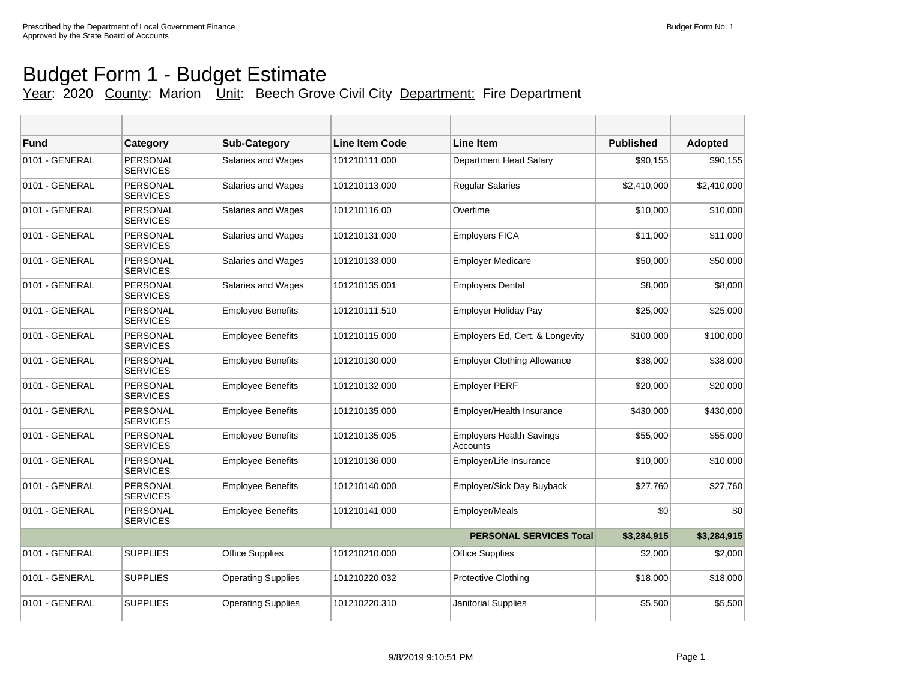Prescribed by the Department of Local Government Finance
Approved by the State Board of Accounts

Budget Form No. 1

# Budget Form 1 - Budget Estimate

Year: 2020 County: Marion Unit: Beech Grove Civil City Department: Fire Department

| Fund | Category | Sub-Category | Line Item Code | Line Item | Published | Adopted |
|---|---|---|---|---|---|---|
| 0101 - GENERAL | PERSONAL SERVICES | Salaries and Wages | 101210111.000 | Department Head Salary | $90,155 | $90,155 |
| 0101 - GENERAL | PERSONAL SERVICES | Salaries and Wages | 101210113.000 | Regular Salaries | $2,410,000 | $2,410,000 |
| 0101 - GENERAL | PERSONAL SERVICES | Salaries and Wages | 101210116.00 | Overtime | $10,000 | $10,000 |
| 0101 - GENERAL | PERSONAL SERVICES | Salaries and Wages | 101210131.000 | Employers FICA | $11,000 | $11,000 |
| 0101 - GENERAL | PERSONAL SERVICES | Salaries and Wages | 101210133.000 | Employer Medicare | $50,000 | $50,000 |
| 0101 - GENERAL | PERSONAL SERVICES | Salaries and Wages | 101210135.001 | Employers Dental | $8,000 | $8,000 |
| 0101 - GENERAL | PERSONAL SERVICES | Employee Benefits | 101210111.510 | Employer Holiday Pay | $25,000 | $25,000 |
| 0101 - GENERAL | PERSONAL SERVICES | Employee Benefits | 101210115.000 | Employers Ed, Cert. & Longevity | $100,000 | $100,000 |
| 0101 - GENERAL | PERSONAL SERVICES | Employee Benefits | 101210130.000 | Employer Clothing Allowance | $38,000 | $38,000 |
| 0101 - GENERAL | PERSONAL SERVICES | Employee Benefits | 101210132.000 | Employer PERF | $20,000 | $20,000 |
| 0101 - GENERAL | PERSONAL SERVICES | Employee Benefits | 101210135.000 | Employer/Health Insurance | $430,000 | $430,000 |
| 0101 - GENERAL | PERSONAL SERVICES | Employee Benefits | 101210135.005 | Employers Health Savings Accounts | $55,000 | $55,000 |
| 0101 - GENERAL | PERSONAL SERVICES | Employee Benefits | 101210136.000 | Employer/Life Insurance | $10,000 | $10,000 |
| 0101 - GENERAL | PERSONAL SERVICES | Employee Benefits | 101210140.000 | Employer/Sick Day Buyback | $27,760 | $27,760 |
| 0101 - GENERAL | PERSONAL SERVICES | Employee Benefits | 101210141.000 | Employer/Meals | $0 | $0 |
| | | | | **PERSONAL SERVICES Total** | **$3,284,915** | **$3,284,915** |
| 0101 - GENERAL | SUPPLIES | Office Supplies | 101210210.000 | Office Supplies | $2,000 | $2,000 |
| 0101 - GENERAL | SUPPLIES | Operating Supplies | 101210220.032 | Protective Clothing | $18,000 | $18,000 |
| 0101 - GENERAL | SUPPLIES | Operating Supplies | 101210220.310 | Janitorial Supplies | $5,500 | $5,500 |

9/8/2019 9:10:51 PM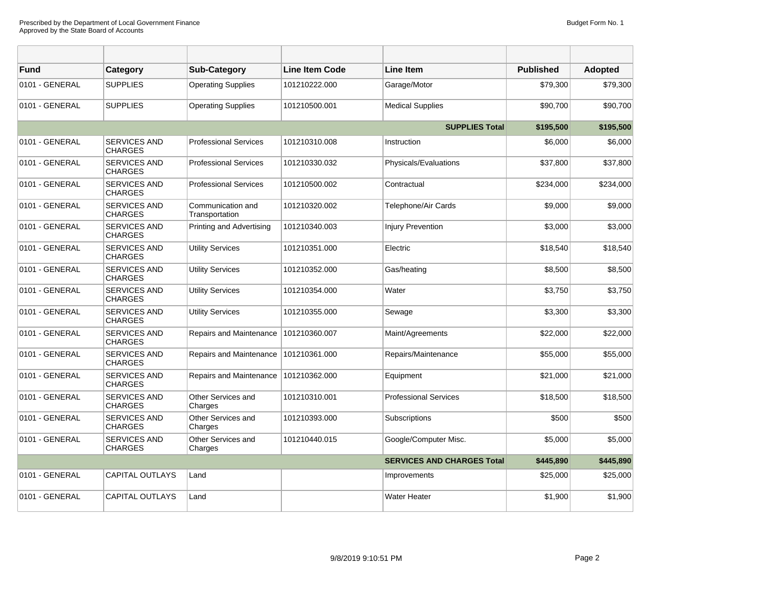| | | | | | | |
|---|---|---|---|---|---|---|
| **Fund** | **Category** | **Sub-Category** | **Line Item Code** | **Line Item** | **Published** | **Adopted** |
| 0101 - GENERAL | SUPPLIES | Operating Supplies | 101210222.000 | Garage/Motor | $79,300 | $79,300 |
| 0101 - GENERAL | SUPPLIES | Operating Supplies | 101210500.001 | Medical Supplies | $90,700 | $90,700 |
| | | | | **SUPPLIES Total** | **$195,500** | **$195,500** |
| 0101 - GENERAL | SERVICES AND CHARGES | Professional Services | 101210310.008 | Instruction | $6,000 | $6,000 |
| 0101 - GENERAL | SERVICES AND CHARGES | Professional Services | 101210330.032 | Physicals/Evaluations | $37,800 | $37,800 |
| 0101 - GENERAL | SERVICES AND CHARGES | Professional Services | 101210500.002 | Contractual | $234,000 | $234,000 |
| 0101 - GENERAL | SERVICES AND CHARGES | Communication and Transportation | 101210320.002 | Telephone/Air Cards | $9,000 | $9,000 |
| 0101 - GENERAL | SERVICES AND CHARGES | Printing and Advertising | 101210340.003 | Injury Prevention | $3,000 | $3,000 |
| 0101 - GENERAL | SERVICES AND CHARGES | Utility Services | 101210351.000 | Electric | $18,540 | $18,540 |
| 0101 - GENERAL | SERVICES AND CHARGES | Utility Services | 101210352.000 | Gas/heating | $8,500 | $8,500 |
| 0101 - GENERAL | SERVICES AND CHARGES | Utility Services | 101210354.000 | Water | $3,750 | $3,750 |
| 0101 - GENERAL | SERVICES AND CHARGES | Utility Services | 101210355.000 | Sewage | $3,300 | $3,300 |
| 0101 - GENERAL | SERVICES AND CHARGES | Repairs and Maintenance | 101210360.007 | Maint/Agreements | $22,000 | $22,000 |
| 0101 - GENERAL | SERVICES AND CHARGES | Repairs and Maintenance | 101210361.000 | Repairs/Maintenance | $55,000 | $55,000 |
| 0101 - GENERAL | SERVICES AND CHARGES | Repairs and Maintenance | 101210362.000 | Equipment | $21,000 | $21,000 |
| 0101 - GENERAL | SERVICES AND CHARGES | Other Services and Charges | 101210310.001 | Professional Services | $18,500 | $18,500 |
| 0101 - GENERAL | SERVICES AND CHARGES | Other Services and Charges | 101210393.000 | Subscriptions | $500 | $500 |
| 0101 - GENERAL | SERVICES AND CHARGES | Other Services and Charges | 101210440.015 | Google/Computer Misc. | $5,000 | $5,000 |
| | | | | **SERVICES AND CHARGES Total** | **$445,890** | **$445,890** |
| 0101 - GENERAL | CAPITAL OUTLAYS | Land | | Improvements | $25,000 | $25,000 |
| 0101 - GENERAL | CAPITAL OUTLAYS | Land | | Water Heater | $1,900 | $1,900 |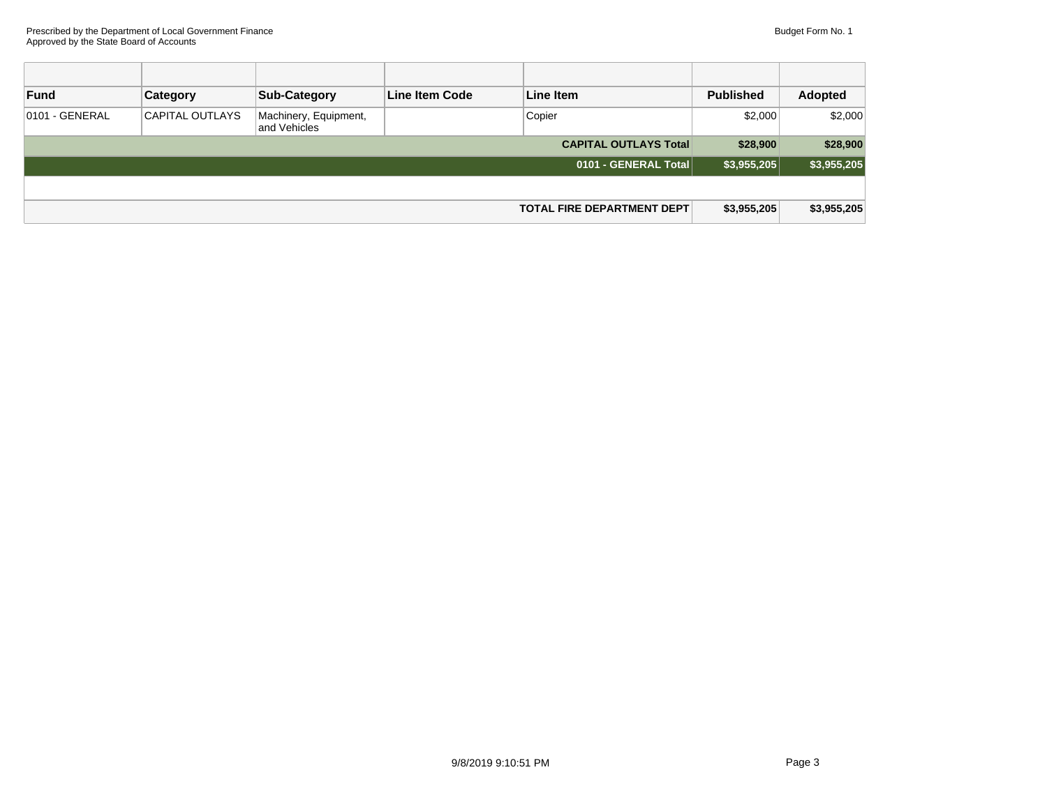Prescribed by the Department of Local Government Finance
Approved by the State Board of Accounts

Budget Form No. 1

| | | | | | | |
|---|---|---|---|---|---|---|
| **Fund** | **Category** | **Sub-Category** | **Line Item Code** | **Line Item** | **Published** | **Adopted** |
| 0101 - GENERAL | CAPITAL OUTLAYS | Machinery, Equipment, and Vehicles | | Copier | $2,000 | $2,000 |
| | | | | **CAPITAL OUTLAYS Total** | **$28,900** | **$28,900** |
| | | | | **0101 - GENERAL Total** | **$3,955,205** | **$3,955,205** |
| | | | | | | |
| | | | | **TOTAL FIRE DEPARTMENT DEPT** | **$3,955,205** | **$3,955,205** |

9/8/2019 9:10:51 PM